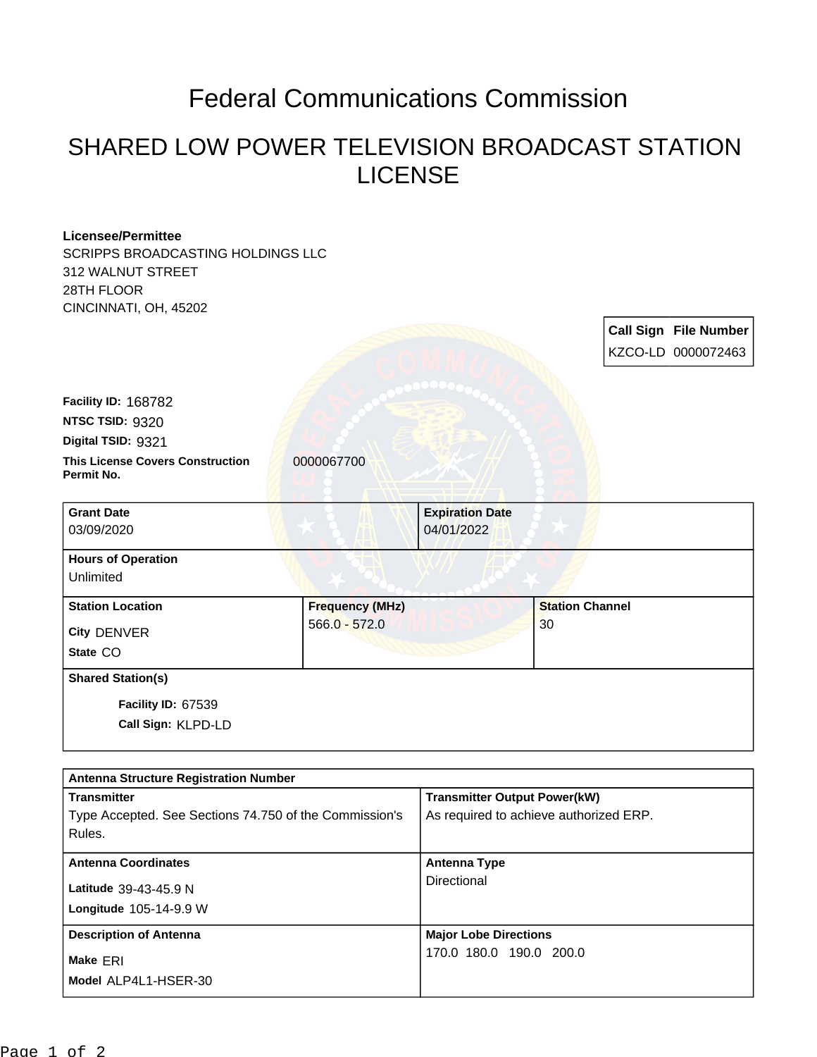# Federal Communications Commission

## SHARED LOW POWER TELEVISION BROADCAST STATION LICENSE

**Licensee/Permittee**
SCRIPPS BROADCASTING HOLDINGS LLC
312 WALNUT STREET
28TH FLOOR
CINCINNATI, OH, 45202

| Call Sign | File Number |
|---|---|
| KZCO-LD | 0000072463 |

**Facility ID:** 168782
**NTSC TSID:** 9320
**Digital TSID:** 9321
**This License Covers Construction Permit No.** 0000067700

| Grant Date | Expiration Date |
|---|---|
| 03/09/2020 | 04/01/2022 |

**Hours of Operation**
Unlimited

| Station Location | Frequency (MHz) | Station Channel |
|---|---|---|
| City DENVER<br>State CO | 566.0 - 572.0 | 30 |

**Shared Station(s)**

Facility ID: 67539
Call Sign: KLPD-LD

**Antenna Structure Registration Number**

| Transmitter | Transmitter Output Power(kW) |
|---|---|
| Type Accepted. See Sections 74.750 of the Commission's Rules. | As required to achieve authorized ERP. |

| Antenna Coordinates | Antenna Type |
|---|---|
| Latitude 39-43-45.9 N<br>Longitude 105-14-9.9 W | Directional |

| Description of Antenna | Major Lobe Directions |
|---|---|
| Make ERI<br>Model ALP4L1-HSER-30 | 170.0 180.0 190.0 200.0 |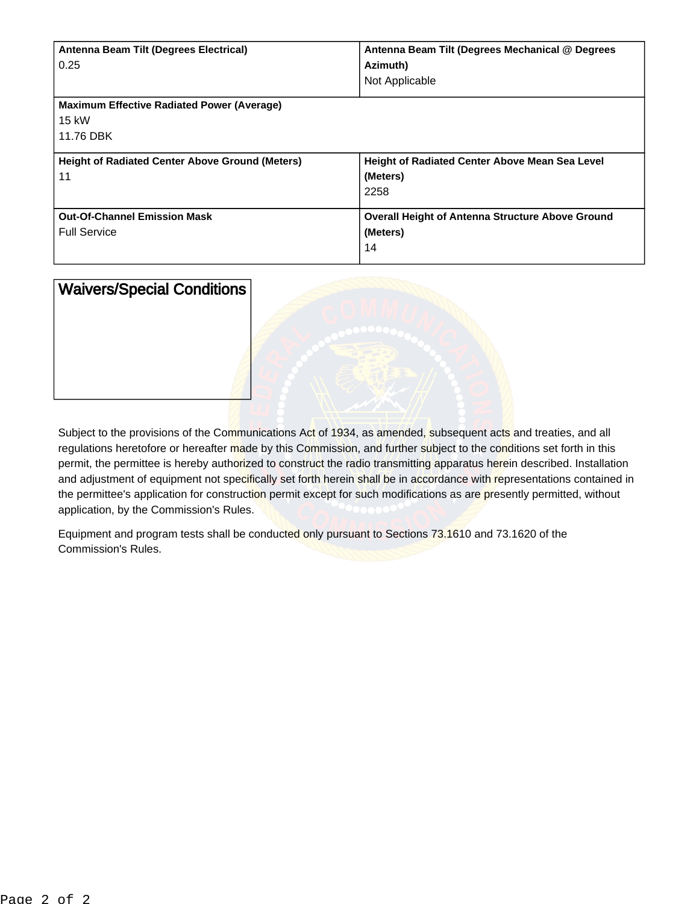| | |
|---|---|
| **Antenna Beam Tilt (Degrees Electrical)**<br>0.25 | **Antenna Beam Tilt (Degrees Mechanical @ Degrees Azimuth)**<br>Not Applicable |
| **Maximum Effective Radiated Power (Average)**<br>15 kW<br>11.76 DBK | |
| **Height of Radiated Center Above Ground (Meters)**<br>11 | **Height of Radiated Center Above Mean Sea Level (Meters)**<br>2258 |
| **Out-Of-Channel Emission Mask**<br>Full Service | **Overall Height of Antenna Structure Above Ground (Meters)**<br>14 |

## Waivers/Special Conditions

Subject to the provisions of the Communications Act of 1934, as amended, subsequent acts and treaties, and all regulations heretofore or hereafter made by this Commission, and further subject to the conditions set forth in this permit, the permittee is hereby authorized to construct the radio transmitting apparatus herein described. Installation and adjustment of equipment not specifically set forth herein shall be in accordance with representations contained in the permittee's application for construction permit except for such modifications as are presently permitted, without application, by the Commission's Rules.

Equipment and program tests shall be conducted only pursuant to Sections 73.1610 and 73.1620 of the Commission's Rules.